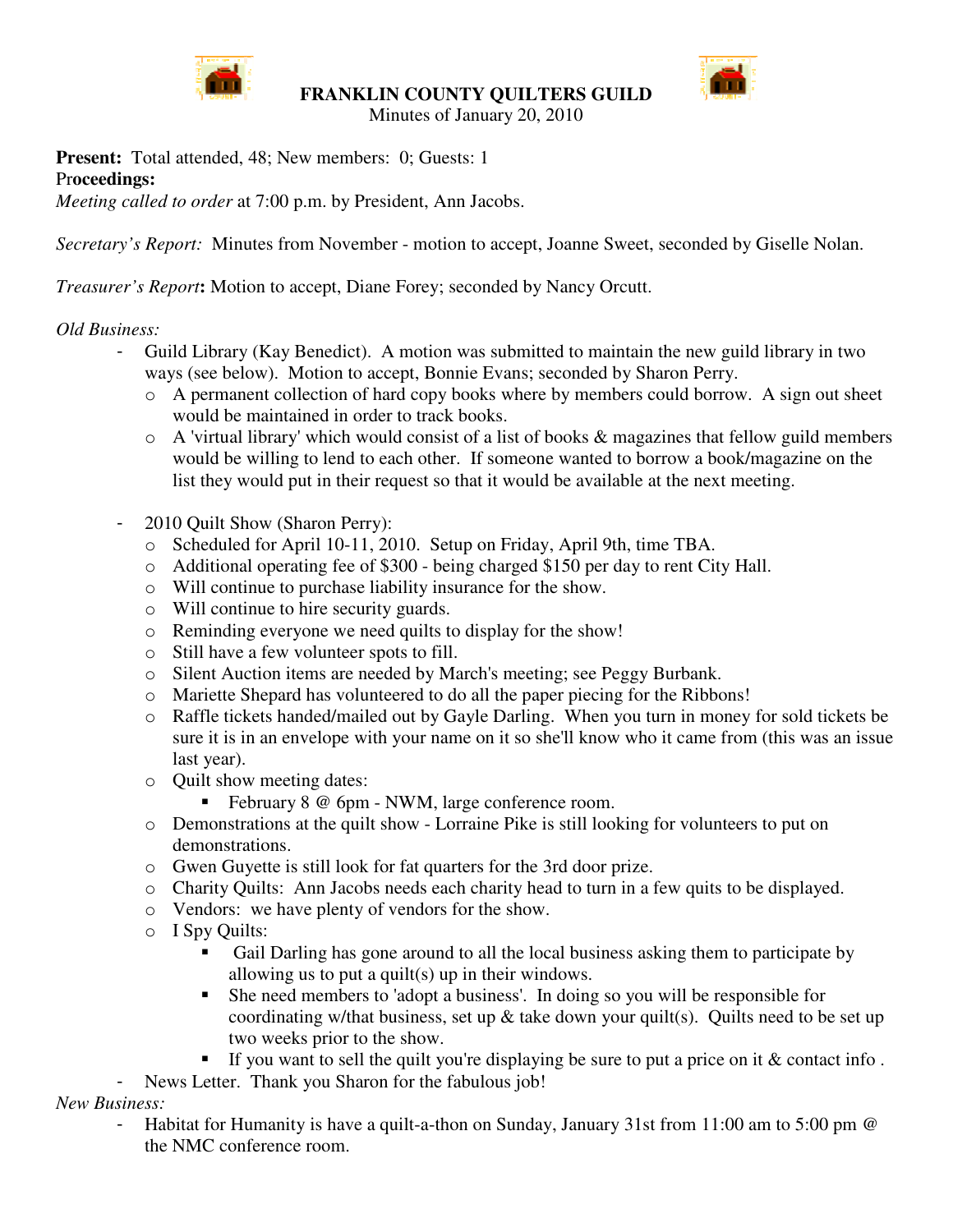# FRANKLIN COUNTY QUILTERS GUILD

Minutes of January 20, 2010

**Present:** Total attended, 48; New members: 0; Guests: 1

**Proceedings:**

*Meeting called to order* at 7:00 p.m. by President, Ann Jacobs.

*Secretary's Report:* Minutes from November - motion to accept, Joanne Sweet, seconded by Giselle Nolan.

*Treasurer's Report***:** Motion to accept, Diane Forey; seconded by Nancy Orcutt.

*Old Business:*

- Guild Library (Kay Benedict). A motion was submitted to maintain the new guild library in two ways (see below). Motion to accept, Bonnie Evans; seconded by Sharon Perry.
  - A permanent collection of hard copy books where by members could borrow. A sign out sheet would be maintained in order to track books.
  - A 'virtual library' which would consist of a list of books & magazines that fellow guild members would be willing to lend to each other. If someone wanted to borrow a book/magazine on the list they would put in their request so that it would be available at the next meeting.

- 2010 Quilt Show (Sharon Perry):
  - Scheduled for April 10-11, 2010. Setup on Friday, April 9th, time TBA.
  - Additional operating fee of $300 - being charged $150 per day to rent City Hall.
  - Will continue to purchase liability insurance for the show.
  - Will continue to hire security guards.
  - Reminding everyone we need quilts to display for the show!
  - Still have a few volunteer spots to fill.
  - Silent Auction items are needed by March's meeting; see Peggy Burbank.
  - Mariette Shepard has volunteered to do all the paper piecing for the Ribbons!
  - Raffle tickets handed/mailed out by Gayle Darling. When you turn in money for sold tickets be sure it is in an envelope with your name on it so she'll know who it came from (this was an issue last year).
  - Quilt show meeting dates:
    - February 8 @ 6pm - NWM, large conference room.
  - Demonstrations at the quilt show - Lorraine Pike is still looking for volunteers to put on demonstrations.
  - Gwen Guyette is still look for fat quarters for the 3rd door prize.
  - Charity Quilts: Ann Jacobs needs each charity head to turn in a few quits to be displayed.
  - Vendors: we have plenty of vendors for the show.
  - I Spy Quilts:
    - Gail Darling has gone around to all the local business asking them to participate by allowing us to put a quilt(s) up in their windows.
    - She need members to 'adopt a business'. In doing so you will be responsible for coordinating w/that business, set up & take down your quilt(s). Quilts need to be set up two weeks prior to the show.
    - If you want to sell the quilt you're displaying be sure to put a price on it & contact info .
- News Letter. Thank you Sharon for the fabulous job!

*New Business:*

- Habitat for Humanity is have a quilt-a-thon on Sunday, January 31st from 11:00 am to 5:00 pm @ the NMC conference room.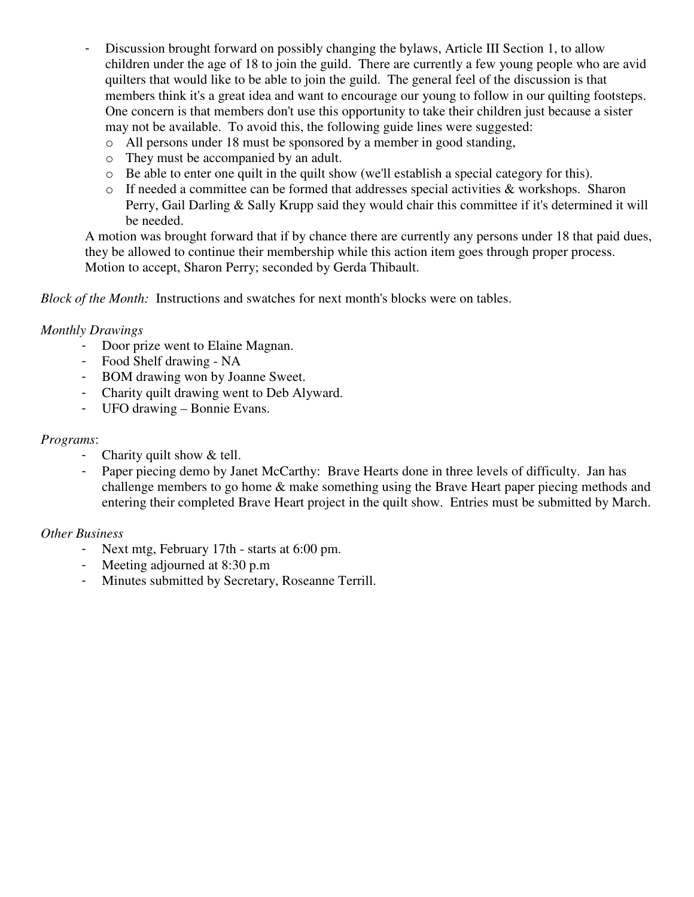- Discussion brought forward on possibly changing the bylaws, Article III Section 1, to allow children under the age of 18 to join the guild. There are currently a few young people who are avid quilters that would like to be able to join the guild. The general feel of the discussion is that members think it's a great idea and want to encourage our young to follow in our quilting footsteps. One concern is that members don't use this opportunity to take their children just because a sister may not be available. To avoid this, the following guide lines were suggested:
  - All persons under 18 must be sponsored by a member in good standing,
  - They must be accompanied by an adult.
  - Be able to enter one quilt in the quilt show (we'll establish a special category for this).
  - If needed a committee can be formed that addresses special activities & workshops. Sharon Perry, Gail Darling & Sally Krupp said they would chair this committee if it's determined it will be needed.

  A motion was brought forward that if by chance there are currently any persons under 18 that paid dues, they be allowed to continue their membership while this action item goes through proper process. Motion to accept, Sharon Perry; seconded by Gerda Thibault.

*Block of the Month:* Instructions and swatches for next month's blocks were on tables.

*Monthly Drawings*

- Door prize went to Elaine Magnan.
- Food Shelf drawing - NA
- BOM drawing won by Joanne Sweet.
- Charity quilt drawing went to Deb Alyward.
- UFO drawing – Bonnie Evans.

*Programs*:

- Charity quilt show & tell.
- Paper piecing demo by Janet McCarthy: Brave Hearts done in three levels of difficulty. Jan has challenge members to go home & make something using the Brave Heart paper piecing methods and entering their completed Brave Heart project in the quilt show. Entries must be submitted by March.

*Other Business*

- Next mtg, February 17th - starts at 6:00 pm.
- Meeting adjourned at 8:30 p.m
- Minutes submitted by Secretary, Roseanne Terrill.